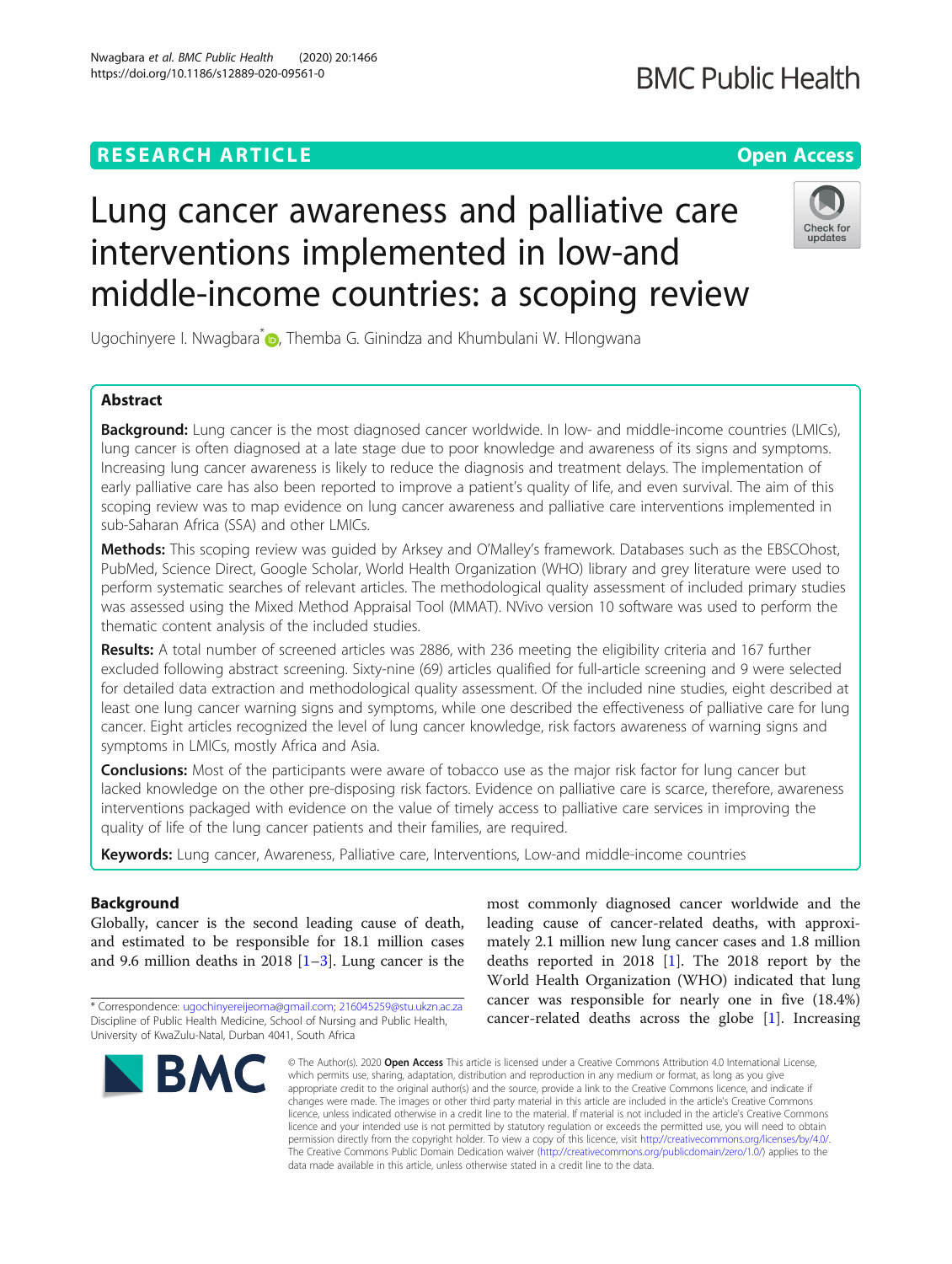RESEARCH ARTICLE

Open Access

# Lung cancer awareness and palliative care interventions implemented in low-and middle-income countries: a scoping review

Ugochinyere I. Nwagbara*, Themba G. Ginindza and Khumbulani W. Hlongwana

## Abstract

**Background:** Lung cancer is the most diagnosed cancer worldwide. In low- and middle-income countries (LMICs), lung cancer is often diagnosed at a late stage due to poor knowledge and awareness of its signs and symptoms. Increasing lung cancer awareness is likely to reduce the diagnosis and treatment delays. The implementation of early palliative care has also been reported to improve a patient's quality of life, and even survival. The aim of this scoping review was to map evidence on lung cancer awareness and palliative care interventions implemented in sub-Saharan Africa (SSA) and other LMICs.

**Methods:** This scoping review was guided by Arksey and O'Malley's framework. Databases such as the EBSCOhost, PubMed, Science Direct, Google Scholar, World Health Organization (WHO) library and grey literature were used to perform systematic searches of relevant articles. The methodological quality assessment of included primary studies was assessed using the Mixed Method Appraisal Tool (MMAT). NVivo version 10 software was used to perform the thematic content analysis of the included studies.

**Results:** A total number of screened articles was 2886, with 236 meeting the eligibility criteria and 167 further excluded following abstract screening. Sixty-nine (69) articles qualified for full-article screening and 9 were selected for detailed data extraction and methodological quality assessment. Of the included nine studies, eight described at least one lung cancer warning signs and symptoms, while one described the effectiveness of palliative care for lung cancer. Eight articles recognized the level of lung cancer knowledge, risk factors awareness of warning signs and symptoms in LMICs, mostly Africa and Asia.

**Conclusions:** Most of the participants were aware of tobacco use as the major risk factor for lung cancer but lacked knowledge on the other pre-disposing risk factors. Evidence on palliative care is scarce, therefore, awareness interventions packaged with evidence on the value of timely access to palliative care services in improving the quality of life of the lung cancer patients and their families, are required.

**Keywords:** Lung cancer, Awareness, Palliative care, Interventions, Low-and middle-income countries

## Background

Globally, cancer is the second leading cause of death, and estimated to be responsible for 18.1 million cases and 9.6 million deaths in 2018 [1–3]. Lung cancer is the most commonly diagnosed cancer worldwide and the leading cause of cancer-related deaths, with approximately 2.1 million new lung cancer cases and 1.8 million deaths reported in 2018 [1]. The 2018 report by the World Health Organization (WHO) indicated that lung cancer was responsible for nearly one in five (18.4%) cancer-related deaths across the globe [1]. Increasing

* Correspondence: ugochinyereijeoma@gmail.com; 216045259@stu.ukzn.ac.za
Discipline of Public Health Medicine, School of Nursing and Public Health, University of KwaZulu-Natal, Durban 4041, South Africa

© The Author(s). 2020 **Open Access** This article is licensed under a Creative Commons Attribution 4.0 International License, which permits use, sharing, adaptation, distribution and reproduction in any medium or format, as long as you give appropriate credit to the original author(s) and the source, provide a link to the Creative Commons licence, and indicate if changes were made. The images or other third party material in this article are included in the article's Creative Commons licence, unless indicated otherwise in a credit line to the material. If material is not included in the article's Creative Commons licence and your intended use is not permitted by statutory regulation or exceeds the permitted use, you will need to obtain permission directly from the copyright holder. To view a copy of this licence, visit http://creativecommons.org/licenses/by/4.0/. The Creative Commons Public Domain Dedication waiver (http://creativecommons.org/publicdomain/zero/1.0/) applies to the data made available in this article, unless otherwise stated in a credit line to the data.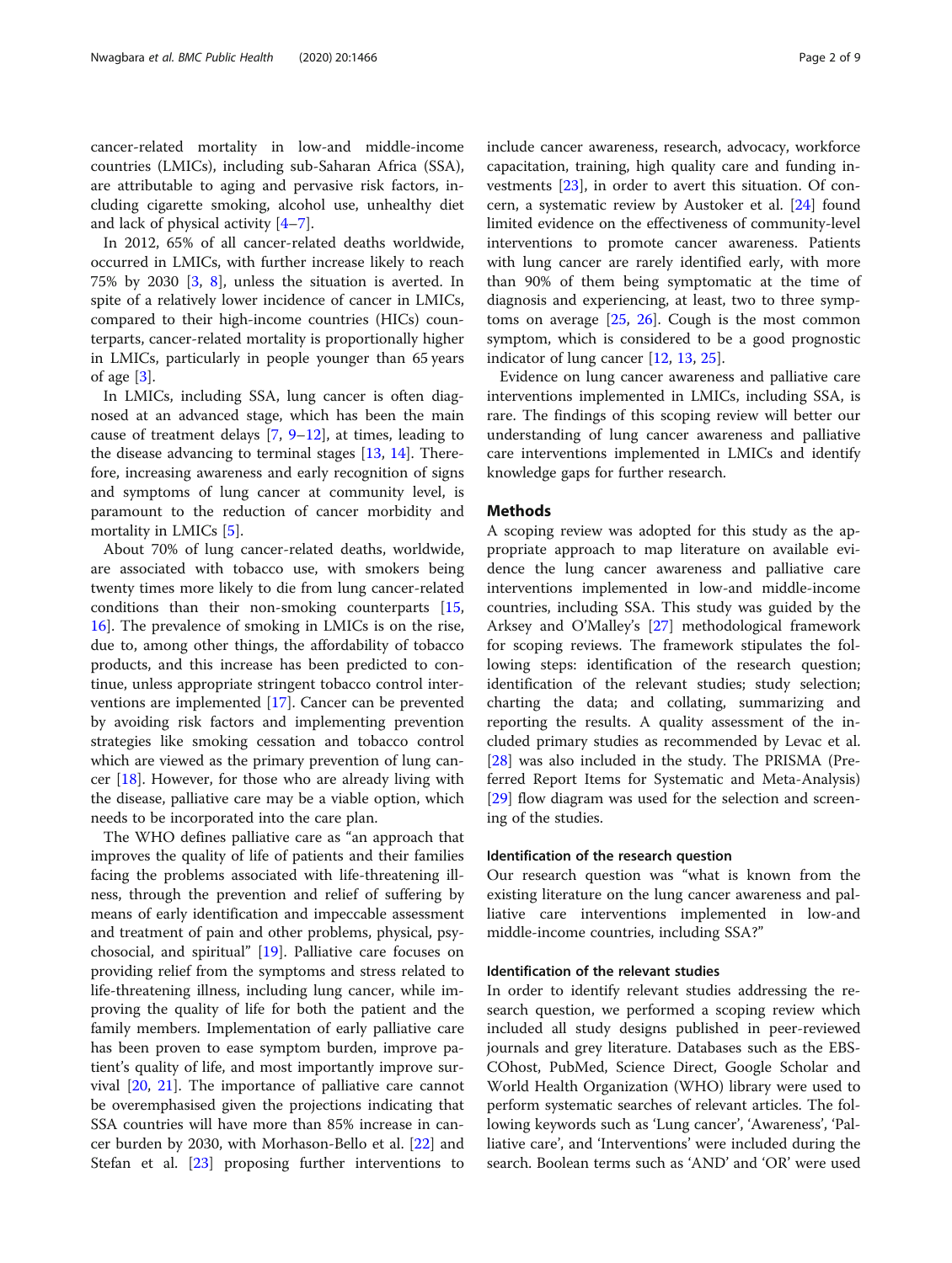cancer-related mortality in low-and middle-income countries (LMICs), including sub-Saharan Africa (SSA), are attributable to aging and pervasive risk factors, including cigarette smoking, alcohol use, unhealthy diet and lack of physical activity [4–7].

In 2012, 65% of all cancer-related deaths worldwide, occurred in LMICs, with further increase likely to reach 75% by 2030 [3, 8], unless the situation is averted. In spite of a relatively lower incidence of cancer in LMICs, compared to their high-income countries (HICs) counterparts, cancer-related mortality is proportionally higher in LMICs, particularly in people younger than 65 years of age [3].

In LMICs, including SSA, lung cancer is often diagnosed at an advanced stage, which has been the main cause of treatment delays [7, 9–12], at times, leading to the disease advancing to terminal stages [13, 14]. Therefore, increasing awareness and early recognition of signs and symptoms of lung cancer at community level, is paramount to the reduction of cancer morbidity and mortality in LMICs [5].

About 70% of lung cancer-related deaths, worldwide, are associated with tobacco use, with smokers being twenty times more likely to die from lung cancer-related conditions than their non-smoking counterparts [15, 16]. The prevalence of smoking in LMICs is on the rise, due to, among other things, the affordability of tobacco products, and this increase has been predicted to continue, unless appropriate stringent tobacco control interventions are implemented [17]. Cancer can be prevented by avoiding risk factors and implementing prevention strategies like smoking cessation and tobacco control which are viewed as the primary prevention of lung cancer [18]. However, for those who are already living with the disease, palliative care may be a viable option, which needs to be incorporated into the care plan.

The WHO defines palliative care as "an approach that improves the quality of life of patients and their families facing the problems associated with life-threatening illness, through the prevention and relief of suffering by means of early identification and impeccable assessment and treatment of pain and other problems, physical, psychosocial, and spiritual" [19]. Palliative care focuses on providing relief from the symptoms and stress related to life-threatening illness, including lung cancer, while improving the quality of life for both the patient and the family members. Implementation of early palliative care has been proven to ease symptom burden, improve patient's quality of life, and most importantly improve survival [20, 21]. The importance of palliative care cannot be overemphasised given the projections indicating that SSA countries will have more than 85% increase in cancer burden by 2030, with Morhason-Bello et al. [22] and Stefan et al. [23] proposing further interventions to include cancer awareness, research, advocacy, workforce capacitation, training, high quality care and funding investments [23], in order to avert this situation. Of concern, a systematic review by Austoker et al. [24] found limited evidence on the effectiveness of community-level interventions to promote cancer awareness. Patients with lung cancer are rarely identified early, with more than 90% of them being symptomatic at the time of diagnosis and experiencing, at least, two to three symptoms on average [25, 26]. Cough is the most common symptom, which is considered to be a good prognostic indicator of lung cancer [12, 13, 25].

Evidence on lung cancer awareness and palliative care interventions implemented in LMICs, including SSA, is rare. The findings of this scoping review will better our understanding of lung cancer awareness and palliative care interventions implemented in LMICs and identify knowledge gaps for further research.

## Methods

A scoping review was adopted for this study as the appropriate approach to map literature on available evidence the lung cancer awareness and palliative care interventions implemented in low-and middle-income countries, including SSA. This study was guided by the Arksey and O'Malley's [27] methodological framework for scoping reviews. The framework stipulates the following steps: identification of the research question; identification of the relevant studies; study selection; charting the data; and collating, summarizing and reporting the results. A quality assessment of the included primary studies as recommended by Levac et al. [28] was also included in the study. The PRISMA (Preferred Report Items for Systematic and Meta-Analysis) [29] flow diagram was used for the selection and screening of the studies.

### Identification of the research question

Our research question was "what is known from the existing literature on the lung cancer awareness and palliative care interventions implemented in low-and middle-income countries, including SSA?"

### Identification of the relevant studies

In order to identify relevant studies addressing the research question, we performed a scoping review which included all study designs published in peer-reviewed journals and grey literature. Databases such as the EBSCOhost, PubMed, Science Direct, Google Scholar and World Health Organization (WHO) library were used to perform systematic searches of relevant articles. The following keywords such as 'Lung cancer', 'Awareness', 'Palliative care', and 'Interventions' were included during the search. Boolean terms such as 'AND' and 'OR' were used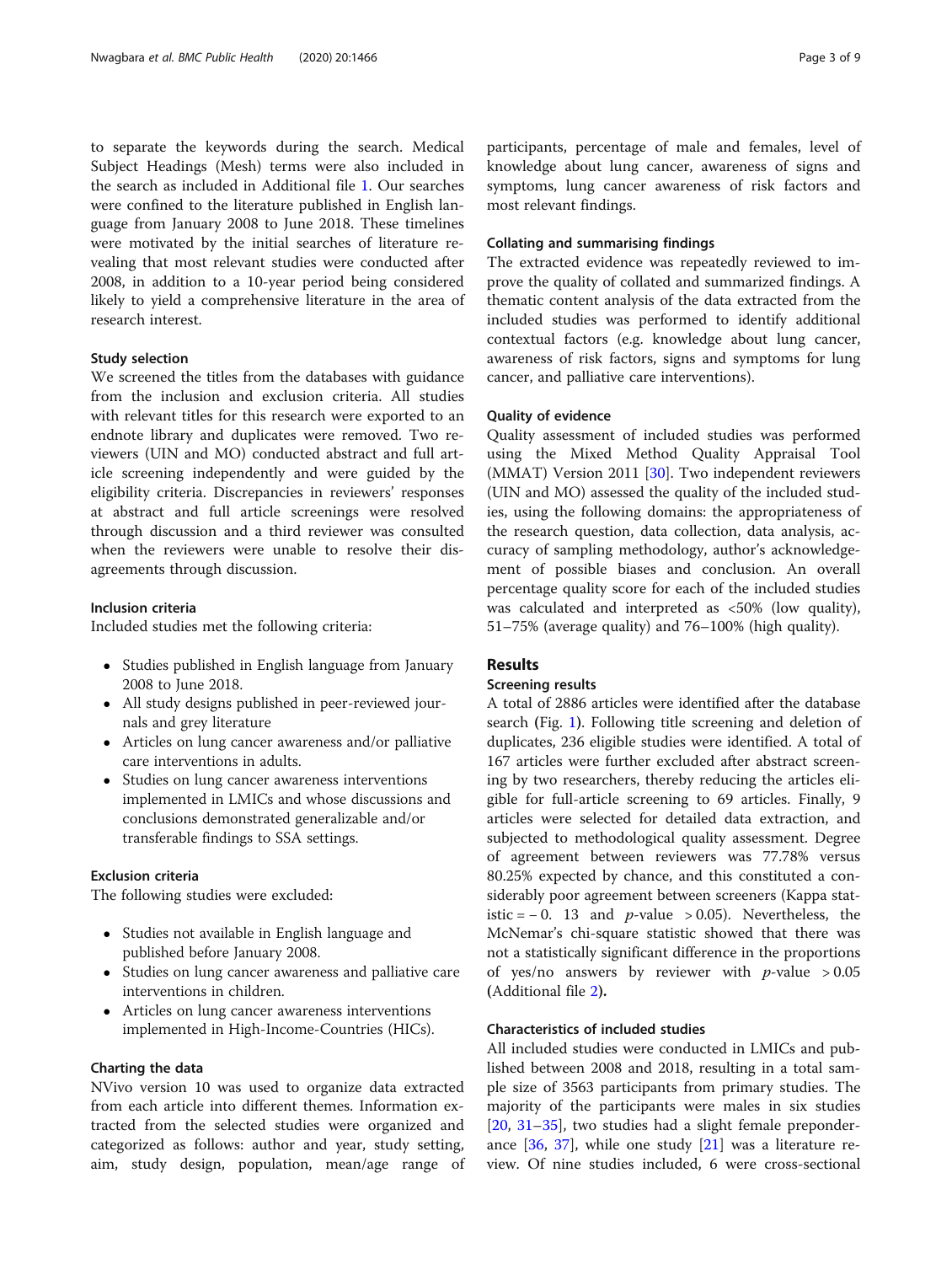to separate the keywords during the search. Medical Subject Headings (Mesh) terms were also included in the search as included in Additional file 1. Our searches were confined to the literature published in English language from January 2008 to June 2018. These timelines were motivated by the initial searches of literature revealing that most relevant studies were conducted after 2008, in addition to a 10-year period being considered likely to yield a comprehensive literature in the area of research interest.

### Study selection

We screened the titles from the databases with guidance from the inclusion and exclusion criteria. All studies with relevant titles for this research were exported to an endnote library and duplicates were removed. Two reviewers (UIN and MO) conducted abstract and full article screening independently and were guided by the eligibility criteria. Discrepancies in reviewers' responses at abstract and full article screenings were resolved through discussion and a third reviewer was consulted when the reviewers were unable to resolve their disagreements through discussion.

### Inclusion criteria

Included studies met the following criteria:

- Studies published in English language from January 2008 to June 2018.
- All study designs published in peer-reviewed journals and grey literature
- Articles on lung cancer awareness and/or palliative care interventions in adults.
- Studies on lung cancer awareness interventions implemented in LMICs and whose discussions and conclusions demonstrated generalizable and/or transferable findings to SSA settings.

### Exclusion criteria

The following studies were excluded:

- Studies not available in English language and published before January 2008.
- Studies on lung cancer awareness and palliative care interventions in children.
- Articles on lung cancer awareness interventions implemented in High-Income-Countries (HICs).

### Charting the data

NVivo version 10 was used to organize data extracted from each article into different themes. Information extracted from the selected studies were organized and categorized as follows: author and year, study setting, aim, study design, population, mean/age range of participants, percentage of male and females, level of knowledge about lung cancer, awareness of signs and symptoms, lung cancer awareness of risk factors and most relevant findings.

### Collating and summarising findings

The extracted evidence was repeatedly reviewed to improve the quality of collated and summarized findings. A thematic content analysis of the data extracted from the included studies was performed to identify additional contextual factors (e.g. knowledge about lung cancer, awareness of risk factors, signs and symptoms for lung cancer, and palliative care interventions).

### Quality of evidence

Quality assessment of included studies was performed using the Mixed Method Quality Appraisal Tool (MMAT) Version 2011 [30]. Two independent reviewers (UIN and MO) assessed the quality of the included studies, using the following domains: the appropriateness of the research question, data collection, data analysis, accuracy of sampling methodology, author's acknowledgement of possible biases and conclusion. An overall percentage quality score for each of the included studies was calculated and interpreted as <50% (low quality), 51–75% (average quality) and 76–100% (high quality).

## Results

### Screening results

A total of 2886 articles were identified after the database search (Fig. 1). Following title screening and deletion of duplicates, 236 eligible studies were identified. A total of 167 articles were further excluded after abstract screening by two researchers, thereby reducing the articles eligible for full-article screening to 69 articles. Finally, 9 articles were selected for detailed data extraction, and subjected to methodological quality assessment. Degree of agreement between reviewers was 77.78% versus 80.25% expected by chance, and this constituted a considerably poor agreement between screeners (Kappa statistic = − 0. 13 and $p$-value > 0.05). Nevertheless, the McNemar's chi-square statistic showed that there was not a statistically significant difference in the proportions of yes/no answers by reviewer with $p$-value > 0.05 (Additional file 2).

### Characteristics of included studies

All included studies were conducted in LMICs and published between 2008 and 2018, resulting in a total sample size of 3563 participants from primary studies. The majority of the participants were males in six studies [20, 31–35], two studies had a slight female preponderance [36, 37], while one study [21] was a literature review. Of nine studies included, 6 were cross-sectional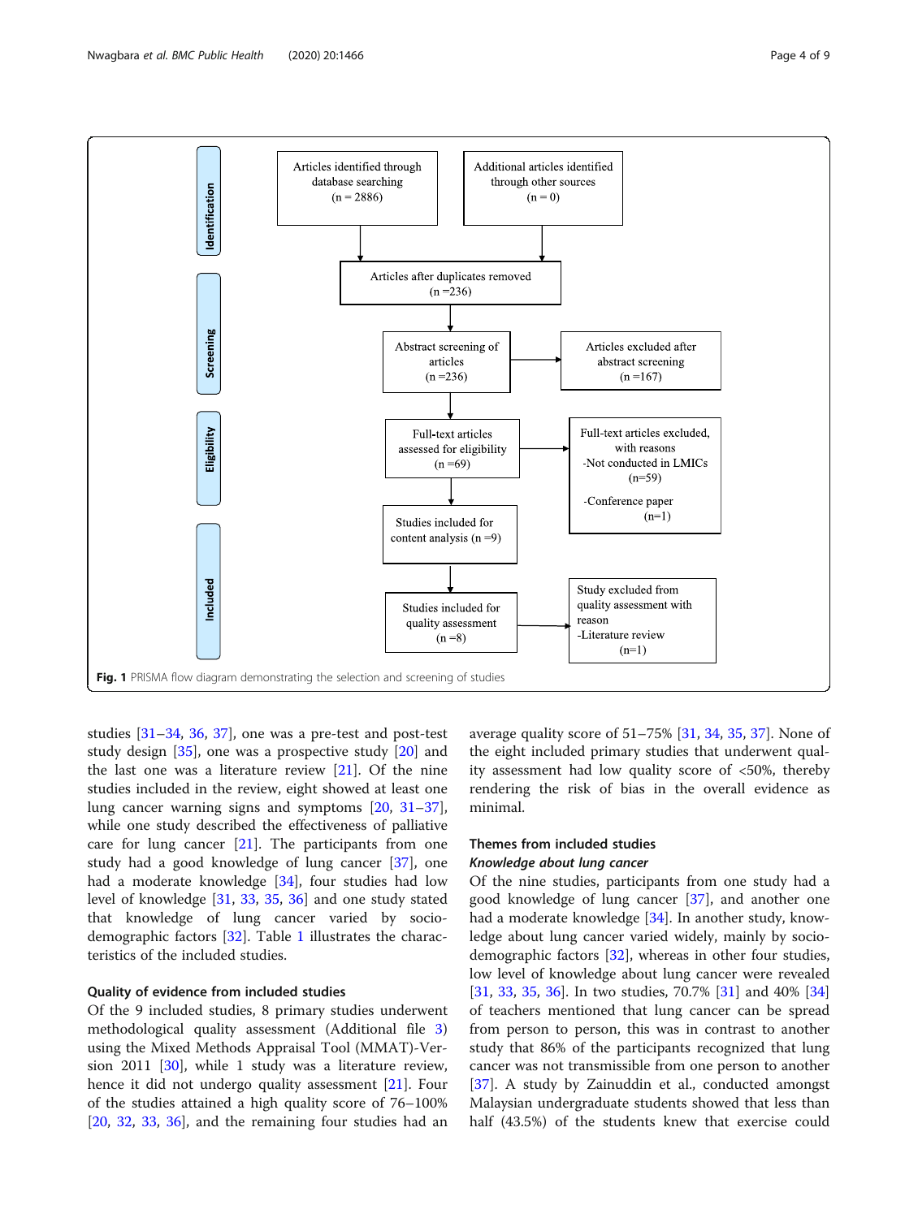Identification

Articles identified through database searching (n = 2886)

Additional articles identified through other sources (n = 0)

Articles after duplicates removed (n =236)

Screening

Abstract screening of articles (n =236)

Articles excluded after abstract screening (n =167)

Eligibility

Full-text articles assessed for eligibility (n =69)

Full-text articles excluded, with reasons
-Not conducted in LMICs (n=59)
-Conference paper (n=1)

Included

Studies included for content analysis (n =9)

Studies included for quality assessment (n =8)

Study excluded from quality assessment with reason
-Literature review (n=1)

**Fig. 1** PRISMA flow diagram demonstrating the selection and screening of studies

studies [31–34, 36, 37], one was a pre-test and post-test study design [35], one was a prospective study [20] and the last one was a literature review [21]. Of the nine studies included in the review, eight showed at least one lung cancer warning signs and symptoms [20, 31–37], while one study described the effectiveness of palliative care for lung cancer [21]. The participants from one study had a good knowledge of lung cancer [37], one had a moderate knowledge [34], four studies had low level of knowledge [31, 33, 35, 36] and one study stated that knowledge of lung cancer varied by socio-demographic factors [32]. Table 1 illustrates the characteristics of the included studies.

### Quality of evidence from included studies

Of the 9 included studies, 8 primary studies underwent methodological quality assessment (Additional file 3) using the Mixed Methods Appraisal Tool (MMAT)-Version 2011 [30], while 1 study was a literature review, hence it did not undergo quality assessment [21]. Four of the studies attained a high quality score of 76–100% [20, 32, 33, 36], and the remaining four studies had an average quality score of 51–75% [31, 34, 35, 37]. None of the eight included primary studies that underwent quality assessment had low quality score of <50%, thereby rendering the risk of bias in the overall evidence as minimal.

### Themes from included studies

#### *Knowledge about lung cancer*

Of the nine studies, participants from one study had a good knowledge of lung cancer [37], and another one had a moderate knowledge [34]. In another study, knowledge about lung cancer varied widely, mainly by socio-demographic factors [32], whereas in other four studies, low level of knowledge about lung cancer were revealed [31, 33, 35, 36]. In two studies, 70.7% [31] and 40% [34] of teachers mentioned that lung cancer can be spread from person to person, this was in contrast to another study that 86% of the participants recognized that lung cancer was not transmissible from one person to another [37]. A study by Zainuddin et al., conducted amongst Malaysian undergraduate students showed that less than half (43.5%) of the students knew that exercise could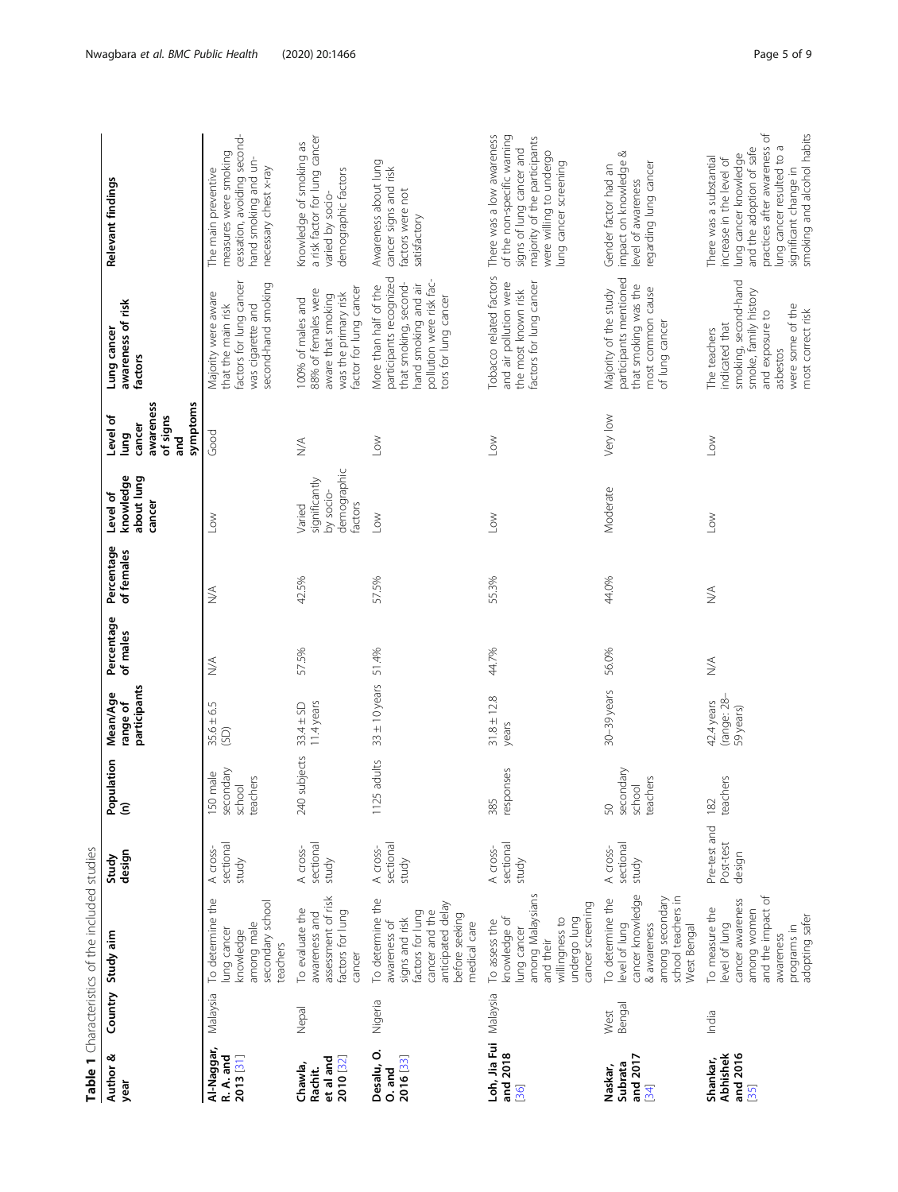**Table 1** Characteristics of the included studies

| Author & year | Country | Study aim | Study design | Population (n) | Mean/Age range of participants | Percentage of males | Percentage of females | Level of knowledge about lung cancer | Level of lung cancer awareness of signs and symptoms | Lung cancer awareness of risk factors | Relevant findings |
|---|---|---|---|---|---|---|---|---|---|---|---|
| **Al-Naggar, R. A. and 2013** [31] | Malaysia | To determine the lung cancer knowledge among male secondary school teachers | A cross-sectional study | 150 male secondary school teachers | 35.6 ± 6.5 (SD) | N/A | N/A | Low | Good | Majority were aware that the main risk factors for lung cancer was cigarette and second-hand smoking | The main preventive measures were smoking cessation, avoiding second-hand smoking and un-necessary chest x-ray |
| **Chawla, Rachit. et al and 2010** [32] | Nepal | To evaluate the awareness and assessment of risk factors for lung cancer | A cross-sectional study | 240 subjects | 33.4 ± SD 11.4 years | 57.5% | 42.5% | Varied significantly by socio-demographic factors | N/A | 100% of males and 88% of females were aware that smoking was the primary risk factor for lung cancer | Knowledge of smoking as a risk factor for lung cancer varied by socio-demographic factors |
| **Desalu, O. O. and 2016** [33] | Nigeria | To determine the awareness of signs and risk factors for lung cancer and the anticipated delay before seeking medical care | A cross-sectional study | 1125 adults | 33 ± 10 years | 51.4% | 57.5% | Low | Low | More than half of the participants recognized that smoking, second-hand smoking and air pollution were risk factors for lung cancer | Awareness about lung cancer signs and risk factors were not satisfactory |
| **Loh, Jia Fui and 2018** [36] | Malaysia | To assess the knowledge of lung cancer among Malaysians and their willingness to undergo lung cancer screening | A cross-sectional study | 385 responses | 31.8 ± 12.8 years | 44.7% | 55.3% | Low | Low | Tobacco related factors and air pollution were the most known risk factors for lung cancer | There was a low awareness of the non-specific warning signs of lung cancer and majority of the participants were willing to undergo lung cancer screening |
| **Naskar, Subrata and 2017** [34] | West Bengal | To determine the level of lung cancer knowledge & awareness among secondary school teachers in West Bengal | A cross-sectional study | 50 secondary school teachers | 30–39 years | 56.0% | 44.0% | Moderate | Very low | Majority of the study participants mentioned that smoking was the most common cause of lung cancer | Gender factor had an impact on knowledge & level of awareness regarding lung cancer |
| **Shankar, Abhishek and 2016** [35] | India | To measure the level of lung cancer awareness among women and the impact of awareness programs in adopting safer | Pre-test and Post-test design | 182 teachers | 42.4 years (range: 28–59 years) | N/A | N/A | Low | Low | The teachers indicated that smoking, second-hand smoke, family history and exposure to asbestos were some of the most correct risk | There was a substantial increase in the level of lung cancer knowledge and the adoption of safe practices after awareness of lung cancer resulted to a significant change in smoking and alcohol habits |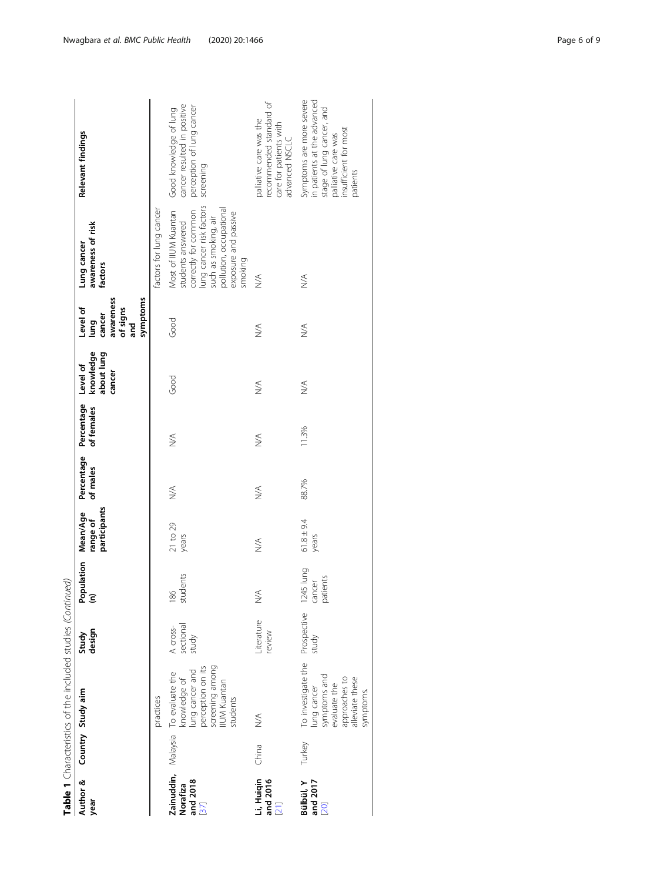**Table 1** Characteristics of the included studies *(Continued)*

| Author & year | Country | Study aim | Study design | Population (n) | Mean/Age range of participants | Percentage of males | Percentage of females | Level of knowledge about lung cancer | Level of lung cancer awareness of signs and symptoms | Lung cancer awareness of risk factors | Relevant findings |
|---|---|---|---|---|---|---|---|---|---|---|---|
| | | practices | | | | | | | | factors for lung cancer | |
| **Zainuddin, Norafiza and 2018** [37] | Malaysia | To evaluate the knowledge of lung cancer and perception on its screening among IIUM Kuantan students | A cross-sectional study | 186 students | 21 to 29 years | N/A | N/A | Good | Good | Most of IIUM Kuantan students answered correctly for common lung cancer risk factors such as smoking, air pollution, occupational exposure and passive smoking | Good knowledge of lung cancer resulted in positive perception of lung cancer screening |
| **Li, Huiqin and 2016** [21] | China | N/A | Literature review | N/A | N/A | N/A | N/A | N/A | N/A | N/A | palliative care was the recommended standard of care for patients with advanced NSCLC |
| **Bülbül, Y and 2017** [20] | Turkey | To investigate the lung cancer symptoms and evaluate the approaches to alleviate these symptoms. | Prospective study | 1245 lung cancer patients | 61.8 ± 9.4 years | 88.7% | 11.3% | N/A | N/A | N/A | Symptoms are more severe in patients at the advanced stage of lung cancer, and palliative care was insufficient for most patients |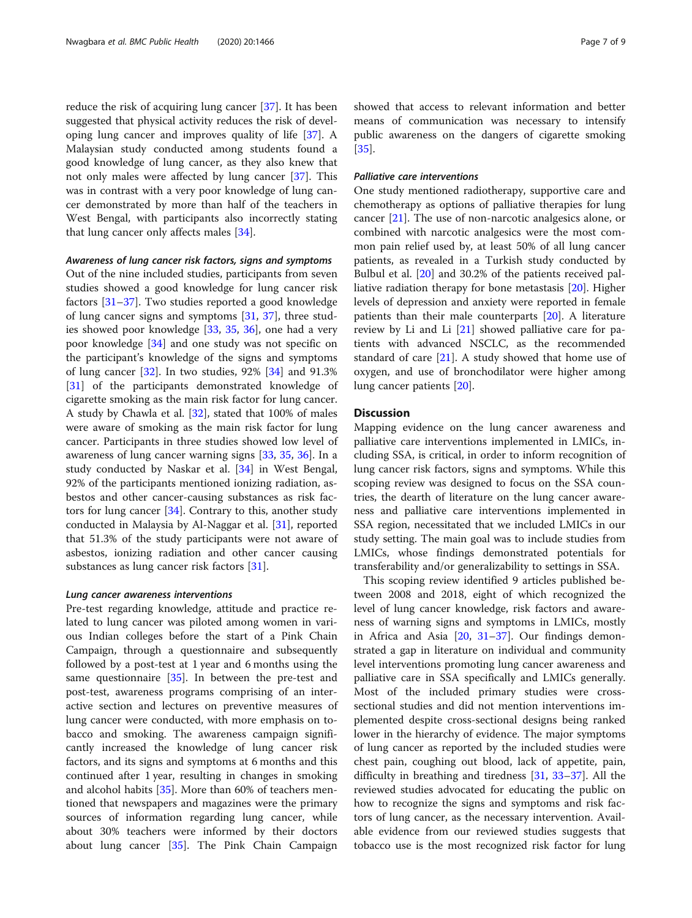reduce the risk of acquiring lung cancer [37]. It has been suggested that physical activity reduces the risk of developing lung cancer and improves quality of life [37]. A Malaysian study conducted among students found a good knowledge of lung cancer, as they also knew that not only males were affected by lung cancer [37]. This was in contrast with a very poor knowledge of lung cancer demonstrated by more than half of the teachers in West Bengal, with participants also incorrectly stating that lung cancer only affects males [34].

#### *Awareness of lung cancer risk factors, signs and symptoms*

Out of the nine included studies, participants from seven studies showed a good knowledge for lung cancer risk factors [31–37]. Two studies reported a good knowledge of lung cancer signs and symptoms [31, 37], three studies showed poor knowledge [33, 35, 36], one had a very poor knowledge [34] and one study was not specific on the participant's knowledge of the signs and symptoms of lung cancer [32]. In two studies, 92% [34] and 91.3% [31] of the participants demonstrated knowledge of cigarette smoking as the main risk factor for lung cancer. A study by Chawla et al. [32], stated that 100% of males were aware of smoking as the main risk factor for lung cancer. Participants in three studies showed low level of awareness of lung cancer warning signs [33, 35, 36]. In a study conducted by Naskar et al. [34] in West Bengal, 92% of the participants mentioned ionizing radiation, asbestos and other cancer-causing substances as risk factors for lung cancer [34]. Contrary to this, another study conducted in Malaysia by Al-Naggar et al. [31], reported that 51.3% of the study participants were not aware of asbestos, ionizing radiation and other cancer causing substances as lung cancer risk factors [31].

#### *Lung cancer awareness interventions*

Pre-test regarding knowledge, attitude and practice related to lung cancer was piloted among women in various Indian colleges before the start of a Pink Chain Campaign, through a questionnaire and subsequently followed by a post-test at 1 year and 6 months using the same questionnaire [35]. In between the pre-test and post-test, awareness programs comprising of an interactive section and lectures on preventive measures of lung cancer were conducted, with more emphasis on tobacco and smoking. The awareness campaign significantly increased the knowledge of lung cancer risk factors, and its signs and symptoms at 6 months and this continued after 1 year, resulting in changes in smoking and alcohol habits [35]. More than 60% of teachers mentioned that newspapers and magazines were the primary sources of information regarding lung cancer, while about 30% teachers were informed by their doctors about lung cancer [35]. The Pink Chain Campaign showed that access to relevant information and better means of communication was necessary to intensify public awareness on the dangers of cigarette smoking [35].

#### *Palliative care interventions*

One study mentioned radiotherapy, supportive care and chemotherapy as options of palliative therapies for lung cancer [21]. The use of non-narcotic analgesics alone, or combined with narcotic analgesics were the most common pain relief used by, at least 50% of all lung cancer patients, as revealed in a Turkish study conducted by Bulbul et al. [20] and 30.2% of the patients received palliative radiation therapy for bone metastasis [20]. Higher levels of depression and anxiety were reported in female patients than their male counterparts [20]. A literature review by Li and Li [21] showed palliative care for patients with advanced NSCLC, as the recommended standard of care [21]. A study showed that home use of oxygen, and use of bronchodilator were higher among lung cancer patients [20].

## Discussion

Mapping evidence on the lung cancer awareness and palliative care interventions implemented in LMICs, including SSA, is critical, in order to inform recognition of lung cancer risk factors, signs and symptoms. While this scoping review was designed to focus on the SSA countries, the dearth of literature on the lung cancer awareness and palliative care interventions implemented in SSA region, necessitated that we included LMICs in our study setting. The main goal was to include studies from LMICs, whose findings demonstrated potentials for transferability and/or generalizability to settings in SSA.

This scoping review identified 9 articles published between 2008 and 2018, eight of which recognized the level of lung cancer knowledge, risk factors and awareness of warning signs and symptoms in LMICs, mostly in Africa and Asia [20, 31–37]. Our findings demonstrated a gap in literature on individual and community level interventions promoting lung cancer awareness and palliative care in SSA specifically and LMICs generally. Most of the included primary studies were cross-sectional studies and did not mention interventions implemented despite cross-sectional designs being ranked lower in the hierarchy of evidence. The major symptoms of lung cancer as reported by the included studies were chest pain, coughing out blood, lack of appetite, pain, difficulty in breathing and tiredness [31, 33–37]. All the reviewed studies advocated for educating the public on how to recognize the signs and symptoms and risk factors of lung cancer, as the necessary intervention. Available evidence from our reviewed studies suggests that tobacco use is the most recognized risk factor for lung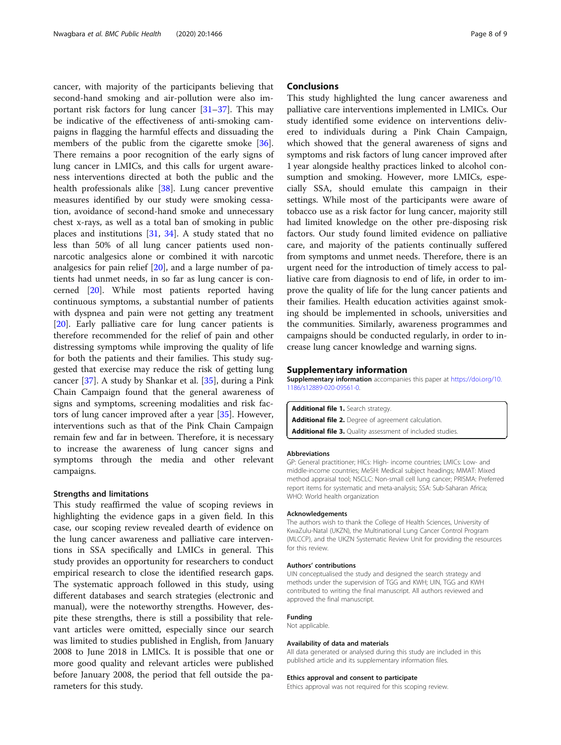cancer, with majority of the participants believing that second-hand smoking and air-pollution were also important risk factors for lung cancer [31–37]. This may be indicative of the effectiveness of anti-smoking campaigns in flagging the harmful effects and dissuading the members of the public from the cigarette smoke [36]. There remains a poor recognition of the early signs of lung cancer in LMICs, and this calls for urgent awareness interventions directed at both the public and the health professionals alike [38]. Lung cancer preventive measures identified by our study were smoking cessation, avoidance of second-hand smoke and unnecessary chest x-rays, as well as a total ban of smoking in public places and institutions [31, 34]. A study stated that no less than 50% of all lung cancer patients used non-narcotic analgesics alone or combined it with narcotic analgesics for pain relief [20], and a large number of patients had unmet needs, in so far as lung cancer is concerned [20]. While most patients reported having continuous symptoms, a substantial number of patients with dyspnea and pain were not getting any treatment [20]. Early palliative care for lung cancer patients is therefore recommended for the relief of pain and other distressing symptoms while improving the quality of life for both the patients and their families. This study suggested that exercise may reduce the risk of getting lung cancer [37]. A study by Shankar et al. [35], during a Pink Chain Campaign found that the general awareness of signs and symptoms, screening modalities and risk factors of lung cancer improved after a year [35]. However, interventions such as that of the Pink Chain Campaign remain few and far in between. Therefore, it is necessary to increase the awareness of lung cancer signs and symptoms through the media and other relevant campaigns.

### Strengths and limitations

This study reaffirmed the value of scoping reviews in highlighting the evidence gaps in a given field. In this case, our scoping review revealed dearth of evidence on the lung cancer awareness and palliative care interventions in SSA specifically and LMICs in general. This study provides an opportunity for researchers to conduct empirical research to close the identified research gaps. The systematic approach followed in this study, using different databases and search strategies (electronic and manual), were the noteworthy strengths. However, despite these strengths, there is still a possibility that relevant articles were omitted, especially since our search was limited to studies published in English, from January 2008 to June 2018 in LMICs. It is possible that one or more good quality and relevant articles were published before January 2008, the period that fell outside the parameters for this study.

## Conclusions

This study highlighted the lung cancer awareness and palliative care interventions implemented in LMICs. Our study identified some evidence on interventions delivered to individuals during a Pink Chain Campaign, which showed that the general awareness of signs and symptoms and risk factors of lung cancer improved after 1 year alongside healthy practices linked to alcohol consumption and smoking. However, more LMICs, especially SSA, should emulate this campaign in their settings. While most of the participants were aware of tobacco use as a risk factor for lung cancer, majority still had limited knowledge on the other pre-disposing risk factors. Our study found limited evidence on palliative care, and majority of the patients continually suffered from symptoms and unmet needs. Therefore, there is an urgent need for the introduction of timely access to palliative care from diagnosis to end of life, in order to improve the quality of life for the lung cancer patients and their families. Health education activities against smoking should be implemented in schools, universities and the communities. Similarly, awareness programmes and campaigns should be conducted regularly, in order to increase lung cancer knowledge and warning signs.

## Supplementary information

**Supplementary information** accompanies this paper at https://doi.org/10.1186/s12889-020-09561-0.

**Additional file 1.** Search strategy.
**Additional file 2.** Degree of agreement calculation.
**Additional file 3.** Quality assessment of included studies.

#### Abbreviations

GP: General practitioner; HICs: High- income countries; LMICs: Low- and middle-income countries; MeSH: Medical subject headings; MMAT: Mixed method appraisal tool; NSCLC: Non-small cell lung cancer; PRISMA: Preferred report items for systematic and meta-analysis; SSA: Sub-Saharan Africa; WHO: World health organization

#### Acknowledgements

The authors wish to thank the College of Health Sciences, University of KwaZulu-Natal (UKZN), the Multinational Lung Cancer Control Program (MLCCP), and the UKZN Systematic Review Unit for providing the resources for this review.

#### Authors' contributions

UIN conceptualised the study and designed the search strategy and methods under the supervision of TGG and KWH; UIN, TGG and KWH contributed to writing the final manuscript. All authors reviewed and approved the final manuscript.

#### Funding

Not applicable.

#### Availability of data and materials

All data generated or analysed during this study are included in this published article and its supplementary information files.

#### Ethics approval and consent to participate

Ethics approval was not required for this scoping review.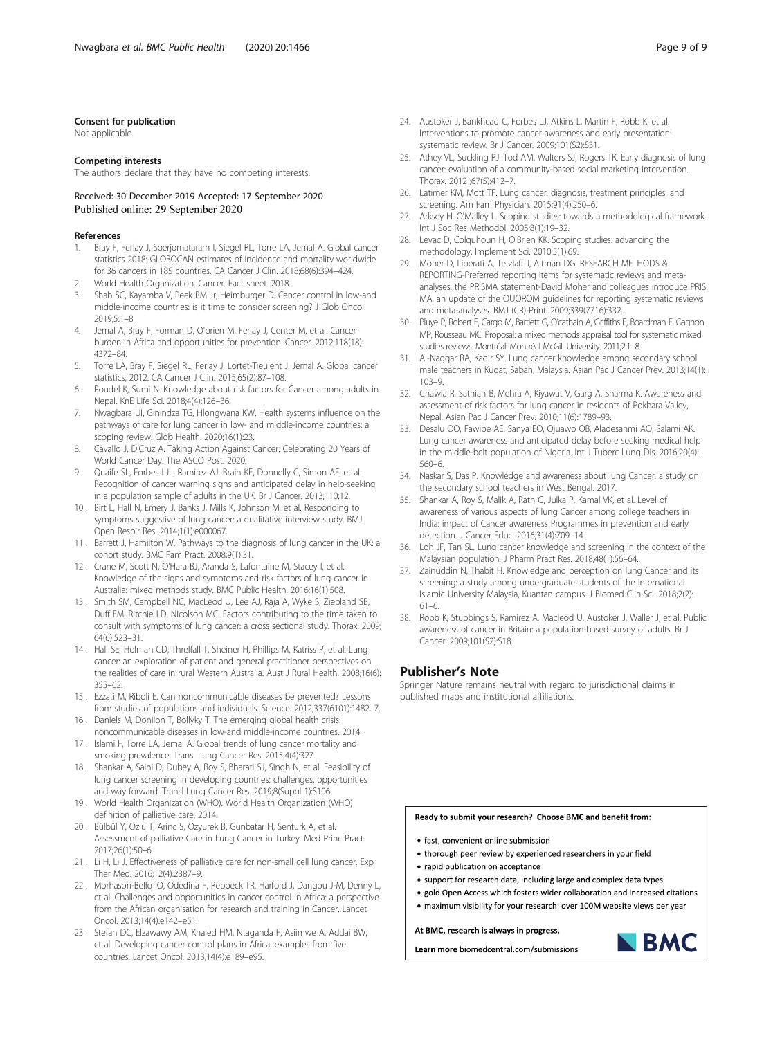### Consent for publication

Not applicable.

### Competing interests

The authors declare that they have no competing interests.

Received: 30 December 2019 Accepted: 17 September 2020
Published online: 29 September 2020

### References

1. Bray F, Ferlay J, Soerjomataram I, Siegel RL, Torre LA, Jemal A. Global cancer statistics 2018: GLOBOCAN estimates of incidence and mortality worldwide for 36 cancers in 185 countries. CA Cancer J Clin. 2018;68(6):394–424.
2. World Health Organization. Cancer. Fact sheet. 2018.
3. Shah SC, Kayamba V, Peek RM Jr, Heimburger D. Cancer control in low-and middle-income countries: is it time to consider screening? J Glob Oncol. 2019;5:1–8.
4. Jemal A, Bray F, Forman D, O'brien M, Ferlay J, Center M, et al. Cancer burden in Africa and opportunities for prevention. Cancer. 2012;118(18): 4372–84.
5. Torre LA, Bray F, Siegel RL, Ferlay J, Lortet-Tieulent J, Jemal A. Global cancer statistics, 2012. CA Cancer J Clin. 2015;65(2):87–108.
6. Poudel K, Sumi N. Knowledge about risk factors for Cancer among adults in Nepal. KnE Life Sci. 2018;4(4):126–36.
7. Nwagbara UI, Ginindza TG, Hlongwana KW. Health systems influence on the pathways of care for lung cancer in low- and middle-income countries: a scoping review. Glob Health. 2020;16(1):23.
8. Cavallo J, D'Cruz A. Taking Action Against Cancer: Celebrating 20 Years of World Cancer Day. The ASCO Post. 2020.
9. Quaife SL, Forbes LJL, Ramirez AJ, Brain KE, Donnelly C, Simon AE, et al. Recognition of cancer warning signs and anticipated delay in help-seeking in a population sample of adults in the UK. Br J Cancer. 2013;110:12.
10. Birt L, Hall N, Emery J, Banks J, Mills K, Johnson M, et al. Responding to symptoms suggestive of lung cancer: a qualitative interview study. BMJ Open Respir Res. 2014;1(1):e000067.
11. Barrett J, Hamilton W. Pathways to the diagnosis of lung cancer in the UK: a cohort study. BMC Fam Pract. 2008;9(1):31.
12. Crane M, Scott N, O'Hara BJ, Aranda S, Lafontaine M, Stacey I, et al. Knowledge of the signs and symptoms and risk factors of lung cancer in Australia: mixed methods study. BMC Public Health. 2016;16(1):508.
13. Smith SM, Campbell NC, MacLeod U, Lee AJ, Raja A, Wyke S, Ziebland SB, Duff EM, Ritchie LD, Nicolson MC. Factors contributing to the time taken to consult with symptoms of lung cancer: a cross sectional study. Thorax. 2009; 64(6):523–31.
14. Hall SE, Holman CD, Threlfall T, Sheiner H, Phillips M, Katriss P, et al. Lung cancer: an exploration of patient and general practitioner perspectives on the realities of care in rural Western Australia. Aust J Rural Health. 2008;16(6): 355–62.
15. Ezzati M, Riboli E. Can noncommunicable diseases be prevented? Lessons from studies of populations and individuals. Science. 2012;337(6101):1482–7.
16. Daniels M, Donilon T, Bollyky T. The emerging global health crisis: noncommunicable diseases in low-and middle-income countries. 2014.
17. Islami F, Torre LA, Jemal A. Global trends of lung cancer mortality and smoking prevalence. Transl Lung Cancer Res. 2015;4(4):327.
18. Shankar A, Saini D, Dubey A, Roy S, Bharati SJ, Singh N, et al. Feasibility of lung cancer screening in developing countries: challenges, opportunities and way forward. Transl Lung Cancer Res. 2019;8(Suppl 1):S106.
19. World Health Organization (WHO). World Health Organization (WHO) definition of palliative care; 2014.
20. Bülbül Y, Ozlu T, Arinc S, Ozyurek B, Gunbatar H, Senturk A, et al. Assessment of palliative Care in Lung Cancer in Turkey. Med Princ Pract. 2017;26(1):50–6.
21. Li H, Li J. Effectiveness of palliative care for non-small cell lung cancer. Exp Ther Med. 2016;12(4):2387–9.
22. Morhason-Bello IO, Odedina F, Rebbeck TR, Harford J, Dangou J-M, Denny L, et al. Challenges and opportunities in cancer control in Africa: a perspective from the African organisation for research and training in Cancer. Lancet Oncol. 2013;14(4):e142–e51.
23. Stefan DC, Elzawawy AM, Khaled HM, Ntaganda F, Asiimwe A, Addai BW, et al. Developing cancer control plans in Africa: examples from five countries. Lancet Oncol. 2013;14(4):e189–e95.
24. Austoker J, Bankhead C, Forbes LJ, Atkins L, Martin F, Robb K, et al. Interventions to promote cancer awareness and early presentation: systematic review. Br J Cancer. 2009;101(S2):S31.
25. Athey VL, Suckling RJ, Tod AM, Walters SJ, Rogers TK. Early diagnosis of lung cancer: evaluation of a community-based social marketing intervention. Thorax. 2012 ;67(5):412–7.
26. Latimer KM, Mott TF. Lung cancer: diagnosis, treatment principles, and screening. Am Fam Physician. 2015;91(4):250–6.
27. Arksey H, O'Malley L. Scoping studies: towards a methodological framework. Int J Soc Res Methodol. 2005;8(1):19–32.
28. Levac D, Colquhoun H, O'Brien KK. Scoping studies: advancing the methodology. Implement Sci. 2010;5(1):69.
29. Moher D, Liberati A, Tetzlaff J, Altman DG. RESEARCH METHODS & REPORTING-Preferred reporting items for systematic reviews and meta-analyses: the PRISMA statement-David Moher and colleagues introduce PRISMA, an update of the QUOROM guidelines for reporting systematic reviews and meta-analyses. BMJ (CR)-Print. 2009;339(7716):332.
30. Pluye P, Robert E, Cargo M, Bartlett G, O'cathain A, Griffiths F, Boardman F, Gagnon MP, Rousseau MC. Proposal: a mixed methods appraisal tool for systematic mixed studies reviews. Montréal: Montréal McGill University. 2011;2:1–8.
31. Al-Naggar RA, Kadir SY. Lung cancer knowledge among secondary school male teachers in Kudat, Sabah, Malaysia. Asian Pac J Cancer Prev. 2013;14(1): 103–9.
32. Chawla R, Sathian B, Mehra A, Kiyawat V, Garg A, Sharma K. Awareness and assessment of risk factors for lung cancer in residents of Pokhara Valley, Nepal. Asian Pac J Cancer Prev. 2010;11(6):1789–93.
33. Desalu OO, Fawibe AE, Sanya EO, Ojuawo OB, Aladesanmi AO, Salami AK. Lung cancer awareness and anticipated delay before seeking medical help in the middle-belt population of Nigeria. Int J Tuberc Lung Dis. 2016;20(4): 560–6.
34. Naskar S, Das P. Knowledge and awareness about lung Cancer: a study on the secondary school teachers in West Bengal. 2017.
35. Shankar A, Roy S, Malik A, Rath G, Julka P, Kamal VK, et al. Level of awareness of various aspects of lung Cancer among college teachers in India: impact of Cancer awareness Programmes in prevention and early detection. J Cancer Educ. 2016;31(4):709–14.
36. Loh JF, Tan SL. Lung cancer knowledge and screening in the context of the Malaysian population. J Pharm Pract Res. 2018;48(1):56–64.
37. Zainuddin N, Thabit H. Knowledge and perception on lung Cancer and its screening: a study among undergraduate students of the International Islamic University Malaysia, Kuantan campus. J Biomed Clin Sci. 2018;2(2): 61–6.
38. Robb K, Stubbings S, Ramirez A, Macleod U, Austoker J, Waller J, et al. Public awareness of cancer in Britain: a population-based survey of adults. Br J Cancer. 2009;101(S2):S18.

## Publisher's Note

Springer Nature remains neutral with regard to jurisdictional claims in published maps and institutional affiliations.

**Ready to submit your research? Choose BMC and benefit from:**

- fast, convenient online submission
- thorough peer review by experienced researchers in your field
- rapid publication on acceptance
- support for research data, including large and complex data types
- gold Open Access which fosters wider collaboration and increased citations
- maximum visibility for your research: over 100M website views per year

**At BMC, research is always in progress.**

**Learn more** biomedcentral.com/submissions

BMC